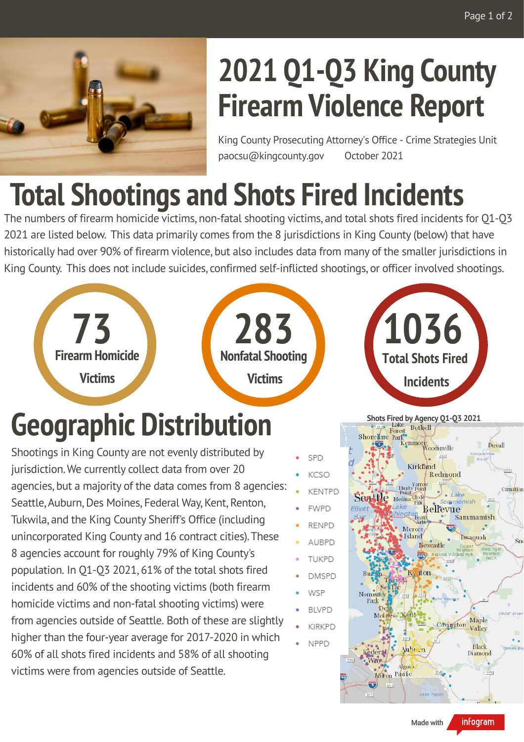# 2021 Q1-Q3 King County Firearm Violence Report

King County Prosecuting Attorney's Office - Crime Strategies Unit
paocsu@kingcounty.gov October 2021

## Total Shootings and Shots Fired Incidents

The numbers of firearm homicide victims, non-fatal shooting victims, and total shots fired incidents for Q1-Q3 2021 are listed below. This data primarily comes from the 8 jurisdictions in King County (below) that have historically had over 90% of firearm violence, but also includes data from many of the smaller jurisdictions in King County. This does not include suicides, confirmed self-inflicted shootings, or officer involved shootings.

**73** Firearm Homicide Victims

**283** Nonfatal Shooting Victims

**1036** Total Shots Fired Incidents

## Geographic Distribution

Shootings in King County are not evenly distributed by jurisdiction. We currently collect data from over 20 agencies, but a majority of the data comes from 8 agencies: Seattle, Auburn, Des Moines, Federal Way, Kent, Renton, Tukwila, and the King County Sheriff's Office (including unincorporated King County and 16 contract cities). These 8 agencies account for roughly 79% of King County's population. In Q1-Q3 2021, 61% of the total shots fired incidents and 60% of the shooting victims (both firearm homicide victims and non-fatal shooting victims) were from agencies outside of Seattle. Both of these are slightly higher than the four-year average for 2017-2020 in which 60% of all shots fired incidents and 58% of all shooting victims were from agencies outside of Seattle.

**Shots Fired by Agency Q1-Q3 2021**

- SPD
- KCSO
- KENTPD
- FWPD
- RENPD
- AUBPD
- TUKPD
- DMSPD
- WSP
- BLVPD
- KIRKPD
- NPPD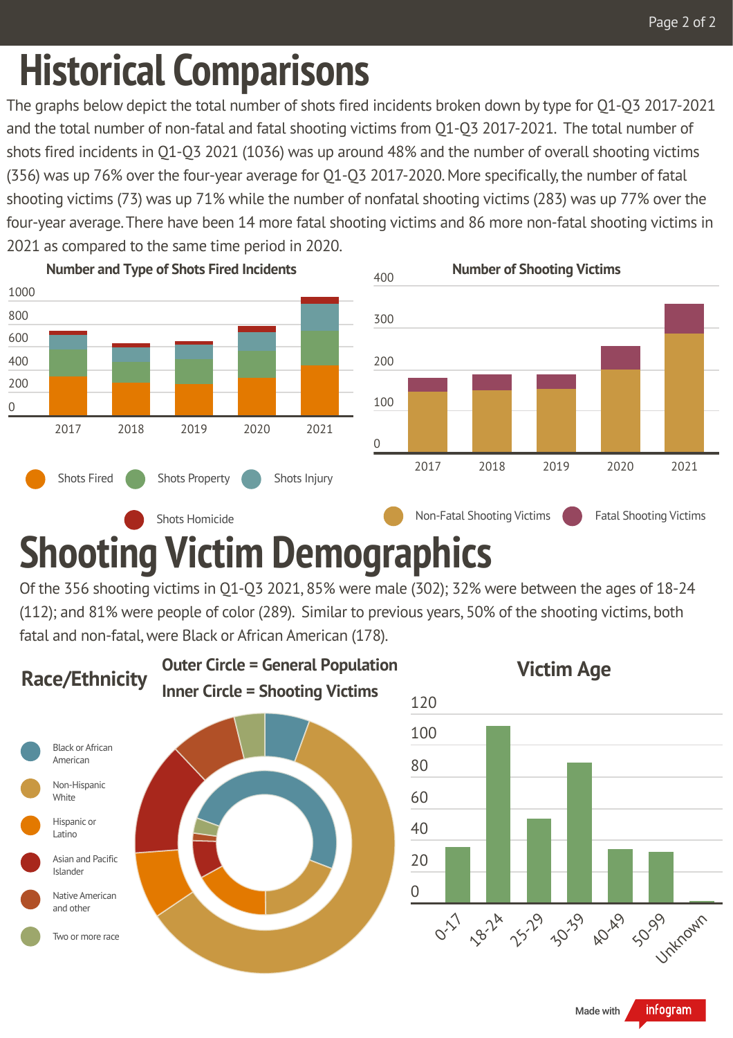# Historical Comparisons

The graphs below depict the total number of shots fired incidents broken down by type for Q1-Q3 2017-2021 and the total number of non-fatal and fatal shooting victims from Q1-Q3 2017-2021. The total number of shots fired incidents in Q1-Q3 2021 (1036) was up around 48% and the number of overall shooting victims (356) was up 76% over the four-year average for Q1-Q3 2017-2020. More specifically, the number of fatal shooting victims (73) was up 71% while the number of nonfatal shooting victims (283) was up 77% over the four-year average. There have been 14 more fatal shooting victims and 86 more non-fatal shooting victims in 2021 as compared to the same time period in 2020.

**Number and Type of Shots Fired Incidents**

1000
800
600
400
200
0

2017 2018 2019 2020 2021

Shots Fired
Shots Property
Shots Injury
Shots Homicide

**Number of Shooting Victims**

400
300
200
100
0

2017 2018 2019 2020 2021

Non-Fatal Shooting Victims
Fatal Shooting Victims

# Shooting Victim Demographics

Of the 356 shooting victims in Q1-Q3 2021, 85% were male (302); 32% were between the ages of 18-24 (112); and 81% were people of color (289). Similar to previous years, 50% of the shooting victims, both fatal and non-fatal, were Black or African American (178).

## Race/Ethnicity

**Outer Circle = General Population**
**Inner Circle = Shooting Victims**

Black or African American
Non-Hispanic White
Hispanic or Latino
Asian and Pacific Islander
Native American and other
Two or more race

## Victim Age

120
100
80
60
40
20
0

0-17 18-24 25-29 30-39 40-49 50-99 Unknown

Made with infogram